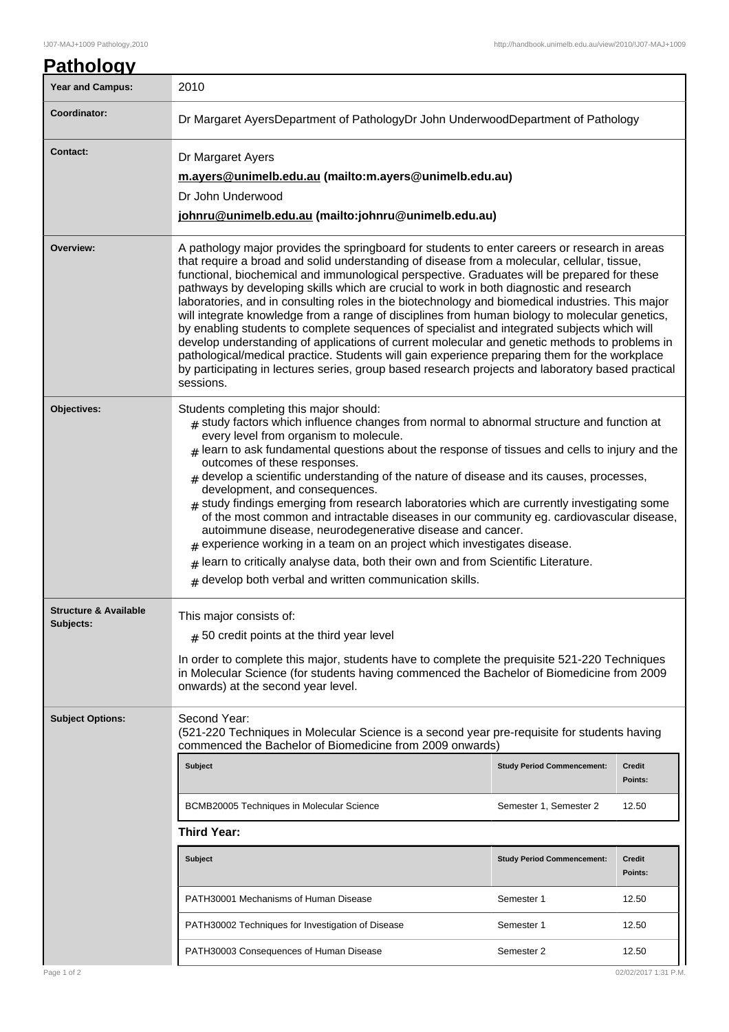# Pathology

| | |
|---|---|
| **Year and Campus:** | 2010 |
| **Coordinator:** | Dr Margaret AyersDepartment of PathologyDr John UnderwoodDepartment of Pathology |
| **Contact:** | Dr Margaret Ayers<br>**m.ayers@unimelb.edu.au (mailto:m.ayers@unimelb.edu.au)**<br>Dr John Underwood<br>**johnru@unimelb.edu.au (mailto:johnru@unimelb.edu.au)** |
| **Overview:** | A pathology major provides the springboard for students to enter careers or research in areas that require a broad and solid understanding of disease from a molecular, cellular, tissue, functional, biochemical and immunological perspective. Graduates will be prepared for these pathways by developing skills which are crucial to work in both diagnostic and research laboratories, and in consulting roles in the biotechnology and biomedical industries. This major will integrate knowledge from a range of disciplines from human biology to molecular genetics, by enabling students to complete sequences of specialist and integrated subjects which will develop understanding of applications of current molecular and genetic methods to problems in pathological/medical practice. Students will gain experience preparing them for the workplace by participating in lectures series, group based research projects and laboratory based practical sessions. |
| **Objectives:** | Students completing this major should:<br># study factors which influence changes from normal to abnormal structure and function at every level from organism to molecule.<br># learn to ask fundamental questions about the response of tissues and cells to injury and the outcomes of these responses.<br># develop a scientific understanding of the nature of disease and its causes, processes, development, and consequences.<br># study findings emerging from research laboratories which are currently investigating some of the most common and intractable diseases in our community eg. cardiovascular disease, autoimmune disease, neurodegenerative disease and cancer.<br># experience working in a team on an project which investigates disease.<br># learn to critically analyse data, both their own and from Scientific Literature.<br># develop both verbal and written communication skills. |
| **Structure & Available Subjects:** | This major consists of:<br># 50 credit points at the third year level<br>In order to complete this major, students have to complete the prequisite 521-220 Techniques in Molecular Science (for students having commenced the Bachelor of Biomedicine from 2009 onwards) at the second year level. |
| **Subject Options:** | Second Year:<br>(521-220 Techniques in Molecular Science is a second year pre-requisite for students having commenced the Bachelor of Biomedicine from 2009 onwards) |

| Subject | Study Period Commencement: | Credit Points: |
|---|---|---|
| BCMB20005 Techniques in Molecular Science | Semester 1, Semester 2 | 12.50 |

**Third Year:**

| Subject | Study Period Commencement: | Credit Points: |
|---|---|---|
| PATH30001 Mechanisms of Human Disease | Semester 1 | 12.50 |
| PATH30002 Techniques for Investigation of Disease | Semester 1 | 12.50 |
| PATH30003 Consequences of Human Disease | Semester 2 | 12.50 |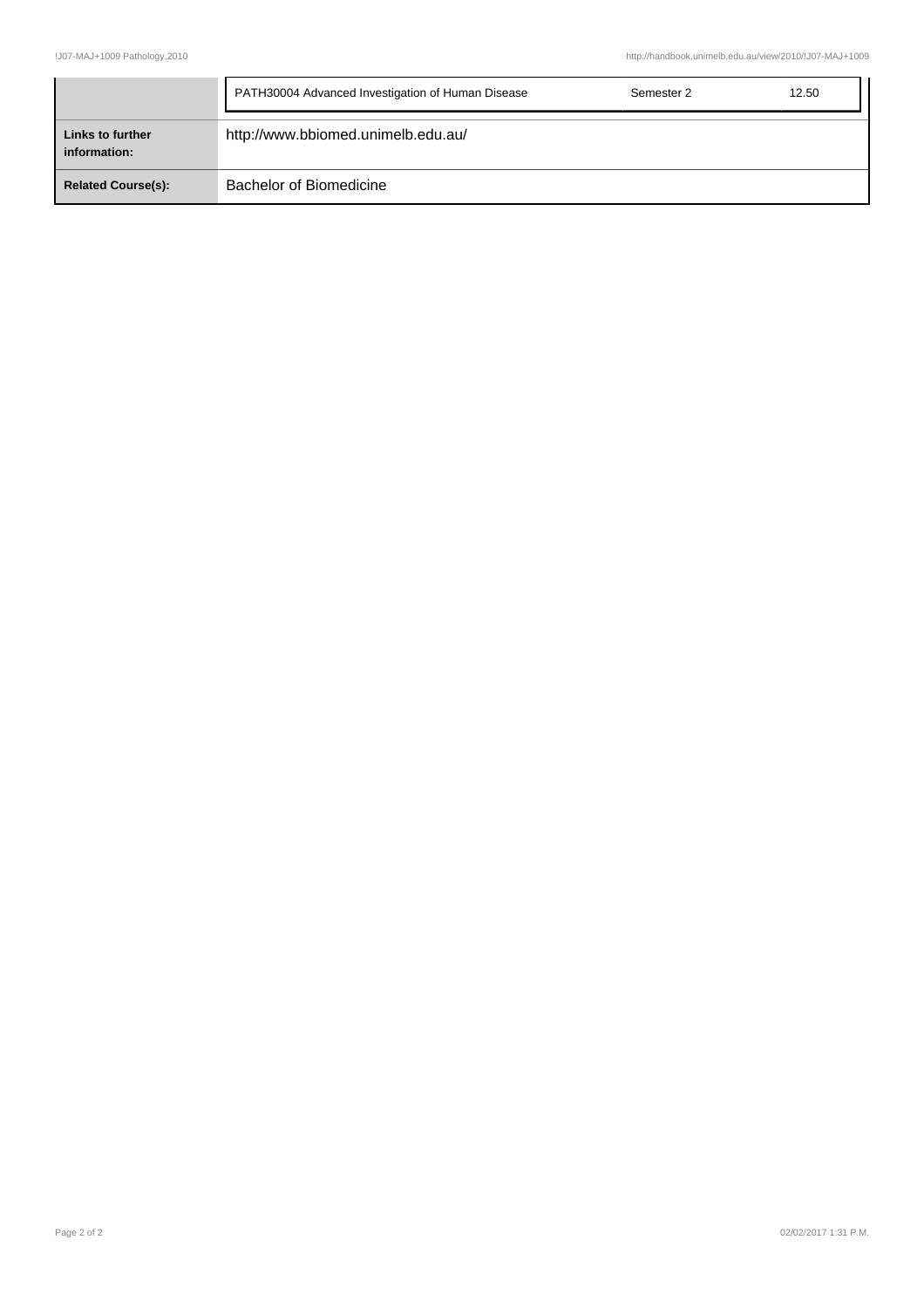| | | | |
|---|---|---|---|
| | PATH30004 Advanced Investigation of Human Disease | Semester 2 | 12.50 |
| **Links to further information:** | http://www.bbiomed.unimelb.edu.au/ | | |
| **Related Course(s):** | Bachelor of Biomedicine | | |